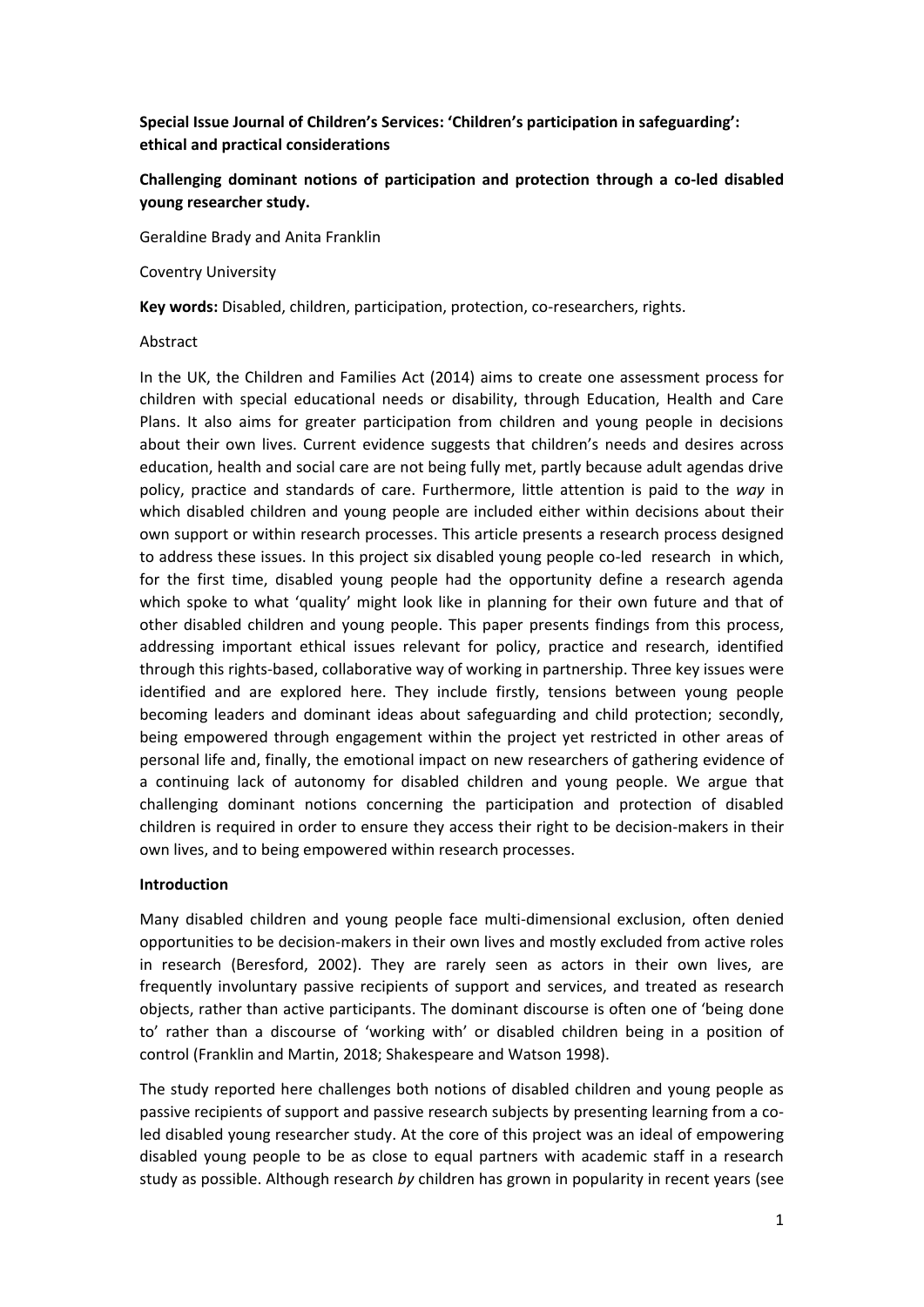**Special Issue Journal of Children's Services: 'Children's participation in safeguarding': ethical and practical considerations**

**Challenging dominant notions of participation and protection through a co-led disabled young researcher study.**

Geraldine Brady and Anita Franklin

Coventry University

**Key words:** Disabled, children, participation, protection, co-researchers, rights.

Abstract

In the UK, the Children and Families Act (2014) aims to create one assessment process for children with special educational needs or disability, through Education, Health and Care Plans. It also aims for greater participation from children and young people in decisions about their own lives. Current evidence suggests that children's needs and desires across education, health and social care are not being fully met, partly because adult agendas drive policy, practice and standards of care. Furthermore, little attention is paid to the *way* in which disabled children and young people are included either within decisions about their own support or within research processes. This article presents a research process designed to address these issues. In this project six disabled young people co-led research in which, for the first time, disabled young people had the opportunity define a research agenda which spoke to what 'quality' might look like in planning for their own future and that of other disabled children and young people. This paper presents findings from this process, addressing important ethical issues relevant for policy, practice and research, identified through this rights-based, collaborative way of working in partnership. Three key issues were identified and are explored here. They include firstly, tensions between young people becoming leaders and dominant ideas about safeguarding and child protection; secondly, being empowered through engagement within the project yet restricted in other areas of personal life and, finally, the emotional impact on new researchers of gathering evidence of a continuing lack of autonomy for disabled children and young people. We argue that challenging dominant notions concerning the participation and protection of disabled children is required in order to ensure they access their right to be decision-makers in their own lives, and to being empowered within research processes.

**Introduction**

Many disabled children and young people face multi-dimensional exclusion, often denied opportunities to be decision-makers in their own lives and mostly excluded from active roles in research (Beresford, 2002). They are rarely seen as actors in their own lives, are frequently involuntary passive recipients of support and services, and treated as research objects, rather than active participants. The dominant discourse is often one of 'being done to' rather than a discourse of 'working with' or disabled children being in a position of control (Franklin and Martin, 2018; Shakespeare and Watson 1998).

The study reported here challenges both notions of disabled children and young people as passive recipients of support and passive research subjects by presenting learning from a co-led disabled young researcher study. At the core of this project was an ideal of empowering disabled young people to be as close to equal partners with academic staff in a research study as possible. Although research *by* children has grown in popularity in recent years (see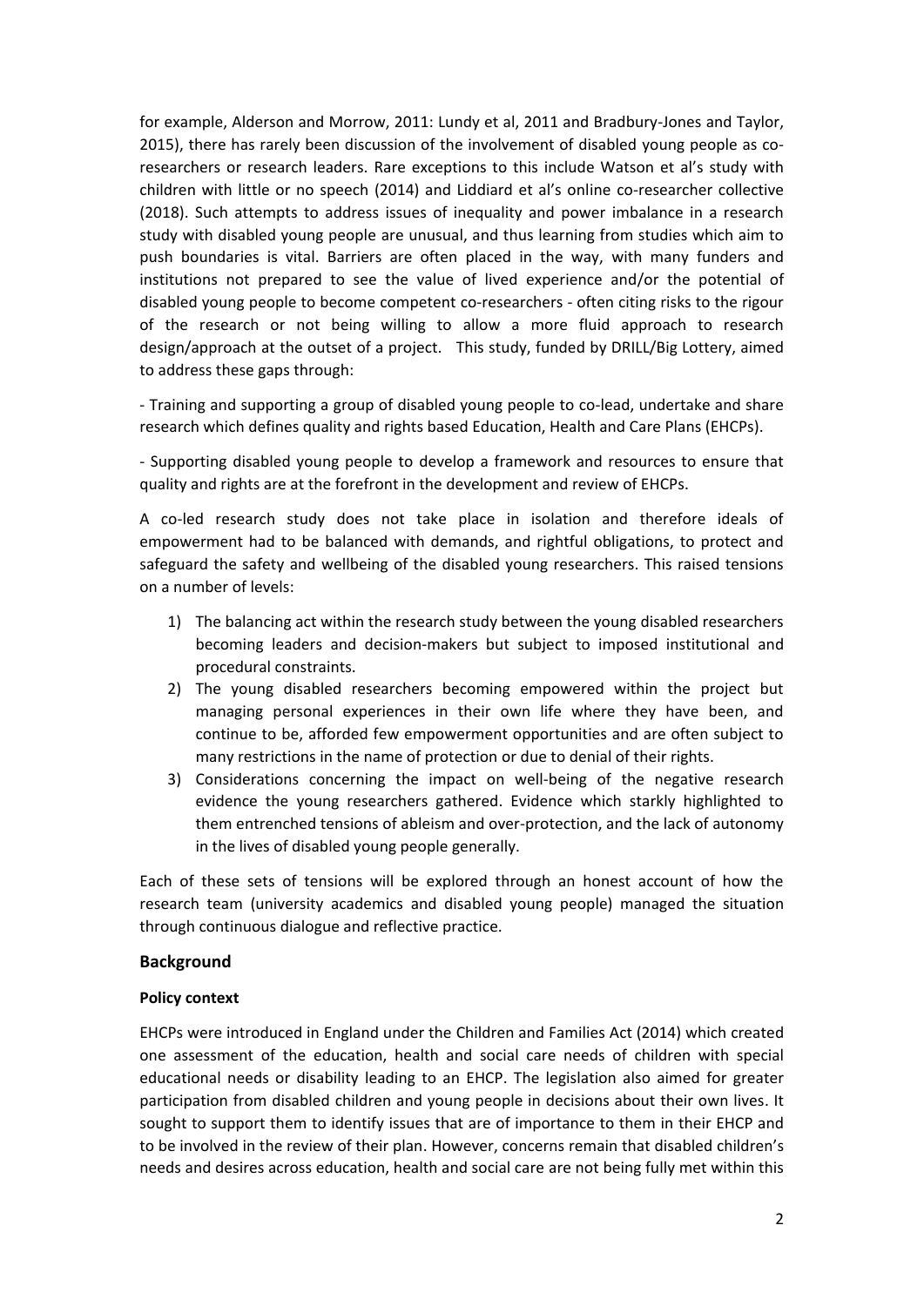for example, Alderson and Morrow, 2011: Lundy et al, 2011 and Bradbury-Jones and Taylor, 2015), there has rarely been discussion of the involvement of disabled young people as co-researchers or research leaders. Rare exceptions to this include Watson et al's study with children with little or no speech (2014) and Liddiard et al's online co-researcher collective (2018). Such attempts to address issues of inequality and power imbalance in a research study with disabled young people are unusual, and thus learning from studies which aim to push boundaries is vital. Barriers are often placed in the way, with many funders and institutions not prepared to see the value of lived experience and/or the potential of disabled young people to become competent co-researchers - often citing risks to the rigour of the research or not being willing to allow a more fluid approach to research design/approach at the outset of a project. This study, funded by DRILL/Big Lottery, aimed to address these gaps through:

- Training and supporting a group of disabled young people to co-lead, undertake and share research which defines quality and rights based Education, Health and Care Plans (EHCPs).

- Supporting disabled young people to develop a framework and resources to ensure that quality and rights are at the forefront in the development and review of EHCPs.

A co-led research study does not take place in isolation and therefore ideals of empowerment had to be balanced with demands, and rightful obligations, to protect and safeguard the safety and wellbeing of the disabled young researchers. This raised tensions on a number of levels:

1) The balancing act within the research study between the young disabled researchers becoming leaders and decision-makers but subject to imposed institutional and procedural constraints.
2) The young disabled researchers becoming empowered within the project but managing personal experiences in their own life where they have been, and continue to be, afforded few empowerment opportunities and are often subject to many restrictions in the name of protection or due to denial of their rights.
3) Considerations concerning the impact on well-being of the negative research evidence the young researchers gathered. Evidence which starkly highlighted to them entrenched tensions of ableism and over-protection, and the lack of autonomy in the lives of disabled young people generally.

Each of these sets of tensions will be explored through an honest account of how the research team (university academics and disabled young people) managed the situation through continuous dialogue and reflective practice.

## Background

### Policy context

EHCPs were introduced in England under the Children and Families Act (2014) which created one assessment of the education, health and social care needs of children with special educational needs or disability leading to an EHCP. The legislation also aimed for greater participation from disabled children and young people in decisions about their own lives. It sought to support them to identify issues that are of importance to them in their EHCP and to be involved in the review of their plan. However, concerns remain that disabled children's needs and desires across education, health and social care are not being fully met within this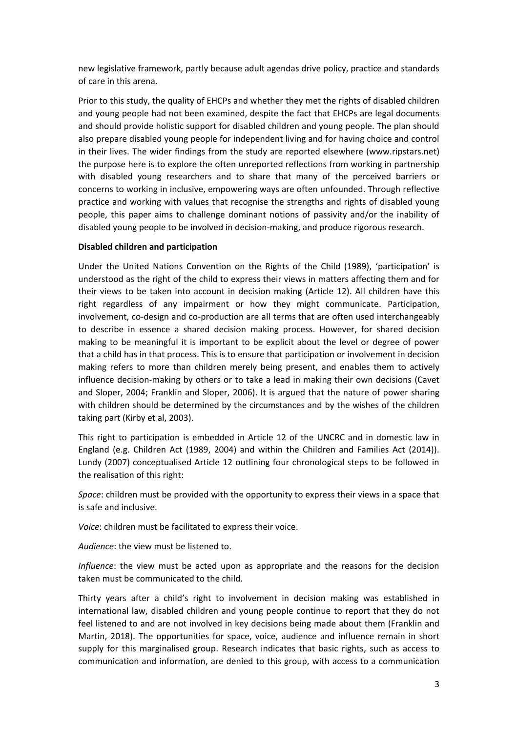new legislative framework, partly because adult agendas drive policy, practice and standards of care in this arena.

Prior to this study, the quality of EHCPs and whether they met the rights of disabled children and young people had not been examined, despite the fact that EHCPs are legal documents and should provide holistic support for disabled children and young people. The plan should also prepare disabled young people for independent living and for having choice and control in their lives. The wider findings from the study are reported elsewhere (www.ripstars.net) the purpose here is to explore the often unreported reflections from working in partnership with disabled young researchers and to share that many of the perceived barriers or concerns to working in inclusive, empowering ways are often unfounded. Through reflective practice and working with values that recognise the strengths and rights of disabled young people, this paper aims to challenge dominant notions of passivity and/or the inability of disabled young people to be involved in decision-making, and produce rigorous research.

**Disabled children and participation**

Under the United Nations Convention on the Rights of the Child (1989), 'participation' is understood as the right of the child to express their views in matters affecting them and for their views to be taken into account in decision making (Article 12). All children have this right regardless of any impairment or how they might communicate. Participation, involvement, co-design and co-production are all terms that are often used interchangeably to describe in essence a shared decision making process. However, for shared decision making to be meaningful it is important to be explicit about the level or degree of power that a child has in that process. This is to ensure that participation or involvement in decision making refers to more than children merely being present, and enables them to actively influence decision-making by others or to take a lead in making their own decisions (Cavet and Sloper, 2004; Franklin and Sloper, 2006). It is argued that the nature of power sharing with children should be determined by the circumstances and by the wishes of the children taking part (Kirby et al, 2003).

This right to participation is embedded in Article 12 of the UNCRC and in domestic law in England (e.g. Children Act (1989, 2004) and within the Children and Families Act (2014)). Lundy (2007) conceptualised Article 12 outlining four chronological steps to be followed in the realisation of this right:

*Space*: children must be provided with the opportunity to express their views in a space that is safe and inclusive.

*Voice*: children must be facilitated to express their voice.

*Audience*: the view must be listened to.

*Influence*: the view must be acted upon as appropriate and the reasons for the decision taken must be communicated to the child.

Thirty years after a child's right to involvement in decision making was established in international law, disabled children and young people continue to report that they do not feel listened to and are not involved in key decisions being made about them (Franklin and Martin, 2018). The opportunities for space, voice, audience and influence remain in short supply for this marginalised group. Research indicates that basic rights, such as access to communication and information, are denied to this group, with access to a communication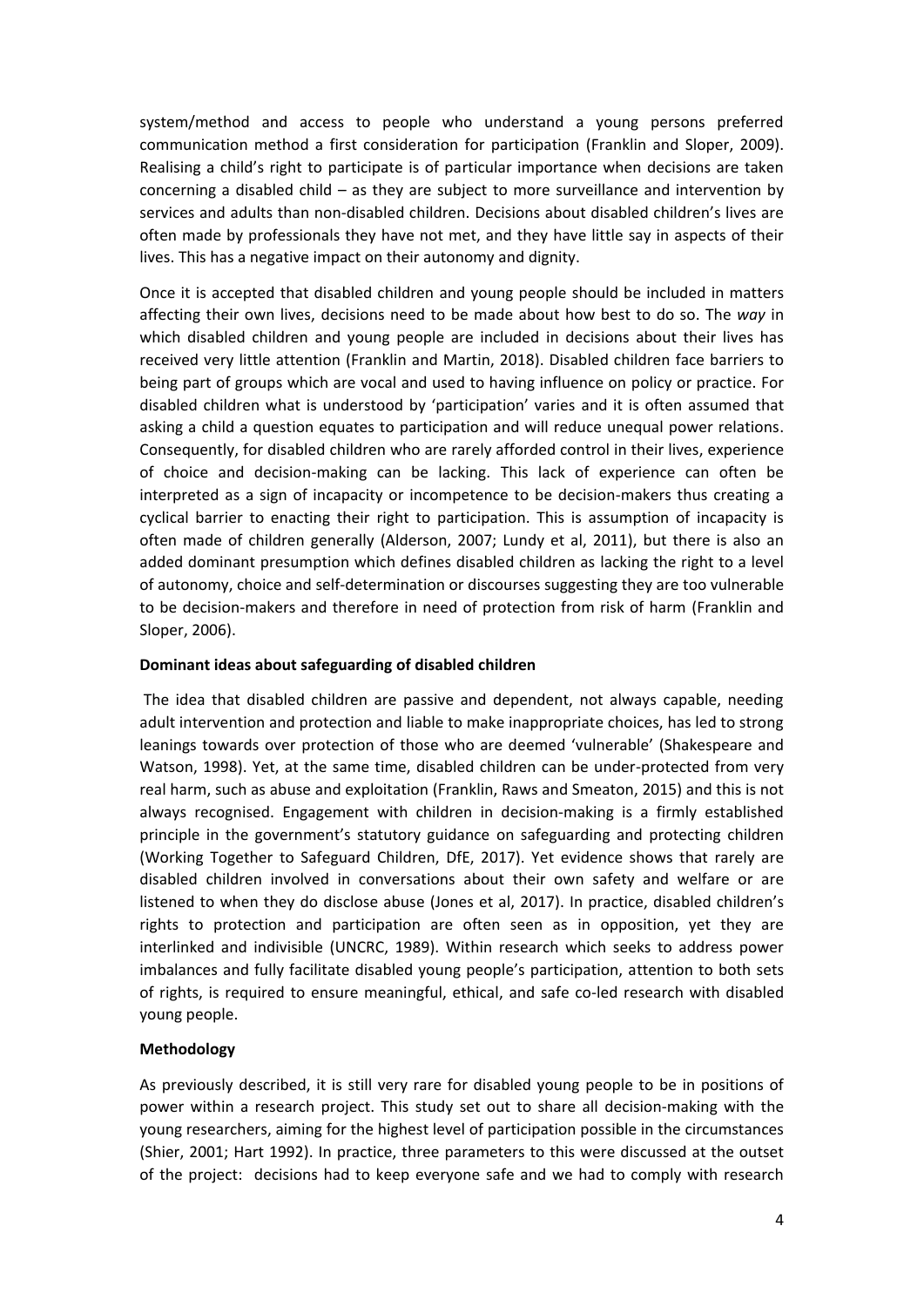system/method and access to people who understand a young persons preferred communication method a first consideration for participation (Franklin and Sloper, 2009). Realising a child's right to participate is of particular importance when decisions are taken concerning a disabled child – as they are subject to more surveillance and intervention by services and adults than non-disabled children. Decisions about disabled children's lives are often made by professionals they have not met, and they have little say in aspects of their lives. This has a negative impact on their autonomy and dignity.

Once it is accepted that disabled children and young people should be included in matters affecting their own lives, decisions need to be made about how best to do so. The *way* in which disabled children and young people are included in decisions about their lives has received very little attention (Franklin and Martin, 2018). Disabled children face barriers to being part of groups which are vocal and used to having influence on policy or practice. For disabled children what is understood by 'participation' varies and it is often assumed that asking a child a question equates to participation and will reduce unequal power relations. Consequently, for disabled children who are rarely afforded control in their lives, experience of choice and decision-making can be lacking. This lack of experience can often be interpreted as a sign of incapacity or incompetence to be decision-makers thus creating a cyclical barrier to enacting their right to participation. This is assumption of incapacity is often made of children generally (Alderson, 2007; Lundy et al, 2011), but there is also an added dominant presumption which defines disabled children as lacking the right to a level of autonomy, choice and self-determination or discourses suggesting they are too vulnerable to be decision-makers and therefore in need of protection from risk of harm (Franklin and Sloper, 2006).

**Dominant ideas about safeguarding of disabled children**

The idea that disabled children are passive and dependent, not always capable, needing adult intervention and protection and liable to make inappropriate choices, has led to strong leanings towards over protection of those who are deemed 'vulnerable' (Shakespeare and Watson, 1998). Yet, at the same time, disabled children can be under-protected from very real harm, such as abuse and exploitation (Franklin, Raws and Smeaton, 2015) and this is not always recognised. Engagement with children in decision-making is a firmly established principle in the government's statutory guidance on safeguarding and protecting children (Working Together to Safeguard Children, DfE, 2017). Yet evidence shows that rarely are disabled children involved in conversations about their own safety and welfare or are listened to when they do disclose abuse (Jones et al, 2017). In practice, disabled children's rights to protection and participation are often seen as in opposition, yet they are interlinked and indivisible (UNCRC, 1989). Within research which seeks to address power imbalances and fully facilitate disabled young people's participation, attention to both sets of rights, is required to ensure meaningful, ethical, and safe co-led research with disabled young people.

**Methodology**

As previously described, it is still very rare for disabled young people to be in positions of power within a research project. This study set out to share all decision-making with the young researchers, aiming for the highest level of participation possible in the circumstances (Shier, 2001; Hart 1992). In practice, three parameters to this were discussed at the outset of the project: decisions had to keep everyone safe and we had to comply with research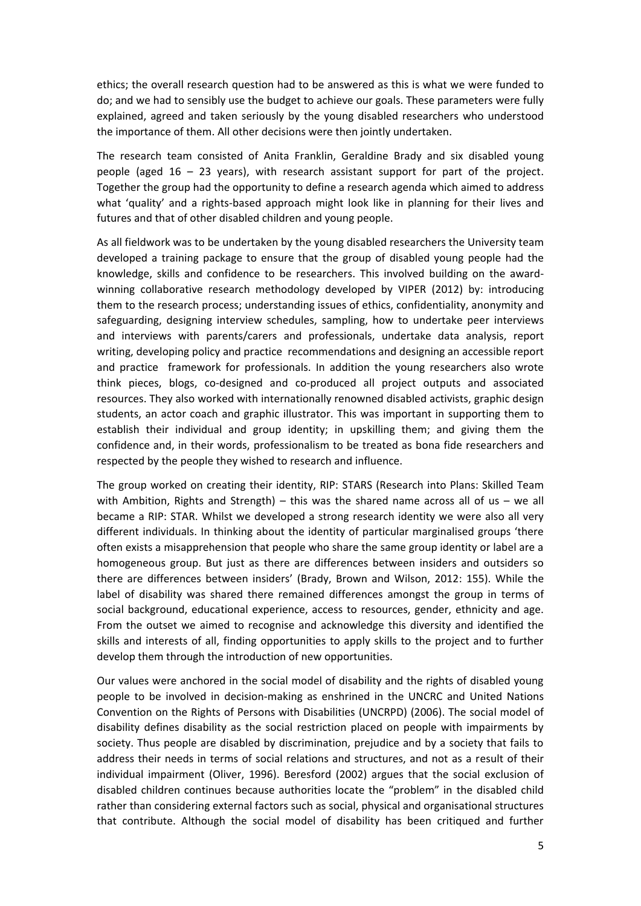ethics; the overall research question had to be answered as this is what we were funded to do; and we had to sensibly use the budget to achieve our goals. These parameters were fully explained, agreed and taken seriously by the young disabled researchers who understood the importance of them. All other decisions were then jointly undertaken.

The research team consisted of Anita Franklin, Geraldine Brady and six disabled young people (aged 16 – 23 years), with research assistant support for part of the project. Together the group had the opportunity to define a research agenda which aimed to address what 'quality' and a rights-based approach might look like in planning for their lives and futures and that of other disabled children and young people.

As all fieldwork was to be undertaken by the young disabled researchers the University team developed a training package to ensure that the group of disabled young people had the knowledge, skills and confidence to be researchers. This involved building on the award-winning collaborative research methodology developed by VIPER (2012) by: introducing them to the research process; understanding issues of ethics, confidentiality, anonymity and safeguarding, designing interview schedules, sampling, how to undertake peer interviews and interviews with parents/carers and professionals, undertake data analysis, report writing, developing policy and practice recommendations and designing an accessible report and practice framework for professionals. In addition the young researchers also wrote think pieces, blogs, co-designed and co-produced all project outputs and associated resources. They also worked with internationally renowned disabled activists, graphic design students, an actor coach and graphic illustrator. This was important in supporting them to establish their individual and group identity; in upskilling them; and giving them the confidence and, in their words, professionalism to be treated as bona fide researchers and respected by the people they wished to research and influence.

The group worked on creating their identity, RIP: STARS (Research into Plans: Skilled Team with Ambition, Rights and Strength) – this was the shared name across all of us – we all became a RIP: STAR. Whilst we developed a strong research identity we were also all very different individuals. In thinking about the identity of particular marginalised groups 'there often exists a misapprehension that people who share the same group identity or label are a homogeneous group. But just as there are differences between insiders and outsiders so there are differences between insiders' (Brady, Brown and Wilson, 2012: 155). While the label of disability was shared there remained differences amongst the group in terms of social background, educational experience, access to resources, gender, ethnicity and age. From the outset we aimed to recognise and acknowledge this diversity and identified the skills and interests of all, finding opportunities to apply skills to the project and to further develop them through the introduction of new opportunities.

Our values were anchored in the social model of disability and the rights of disabled young people to be involved in decision-making as enshrined in the UNCRC and United Nations Convention on the Rights of Persons with Disabilities (UNCRPD) (2006). The social model of disability defines disability as the social restriction placed on people with impairments by society. Thus people are disabled by discrimination, prejudice and by a society that fails to address their needs in terms of social relations and structures, and not as a result of their individual impairment (Oliver, 1996). Beresford (2002) argues that the social exclusion of disabled children continues because authorities locate the "problem" in the disabled child rather than considering external factors such as social, physical and organisational structures that contribute. Although the social model of disability has been critiqued and further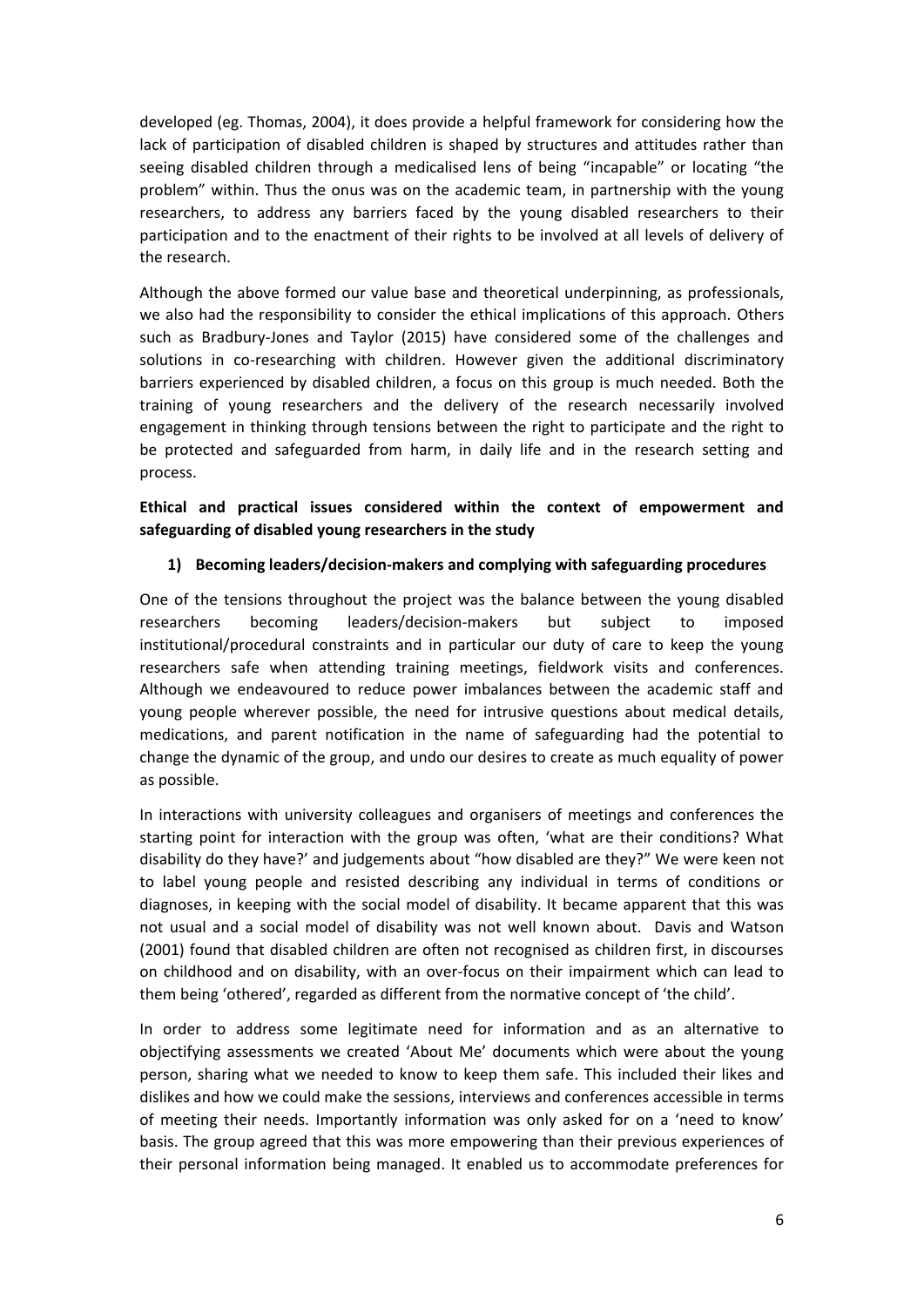developed (eg. Thomas, 2004), it does provide a helpful framework for considering how the lack of participation of disabled children is shaped by structures and attitudes rather than seeing disabled children through a medicalised lens of being "incapable" or locating "the problem" within. Thus the onus was on the academic team, in partnership with the young researchers, to address any barriers faced by the young disabled researchers to their participation and to the enactment of their rights to be involved at all levels of delivery of the research.

Although the above formed our value base and theoretical underpinning, as professionals, we also had the responsibility to consider the ethical implications of this approach. Others such as Bradbury-Jones and Taylor (2015) have considered some of the challenges and solutions in co-researching with children. However given the additional discriminatory barriers experienced by disabled children, a focus on this group is much needed. Both the training of young researchers and the delivery of the research necessarily involved engagement in thinking through tensions between the right to participate and the right to be protected and safeguarded from harm, in daily life and in the research setting and process.

**Ethical and practical issues considered within the context of empowerment and safeguarding of disabled young researchers in the study**

**1) Becoming leaders/decision-makers and complying with safeguarding procedures**

One of the tensions throughout the project was the balance between the young disabled researchers becoming leaders/decision-makers but subject to imposed institutional/procedural constraints and in particular our duty of care to keep the young researchers safe when attending training meetings, fieldwork visits and conferences. Although we endeavoured to reduce power imbalances between the academic staff and young people wherever possible, the need for intrusive questions about medical details, medications, and parent notification in the name of safeguarding had the potential to change the dynamic of the group, and undo our desires to create as much equality of power as possible.

In interactions with university colleagues and organisers of meetings and conferences the starting point for interaction with the group was often, 'what are their conditions? What disability do they have?' and judgements about "how disabled are they?" We were keen not to label young people and resisted describing any individual in terms of conditions or diagnoses, in keeping with the social model of disability. It became apparent that this was not usual and a social model of disability was not well known about. Davis and Watson (2001) found that disabled children are often not recognised as children first, in discourses on childhood and on disability, with an over-focus on their impairment which can lead to them being 'othered', regarded as different from the normative concept of 'the child'.

In order to address some legitimate need for information and as an alternative to objectifying assessments we created 'About Me' documents which were about the young person, sharing what we needed to know to keep them safe. This included their likes and dislikes and how we could make the sessions, interviews and conferences accessible in terms of meeting their needs. Importantly information was only asked for on a 'need to know' basis. The group agreed that this was more empowering than their previous experiences of their personal information being managed. It enabled us to accommodate preferences for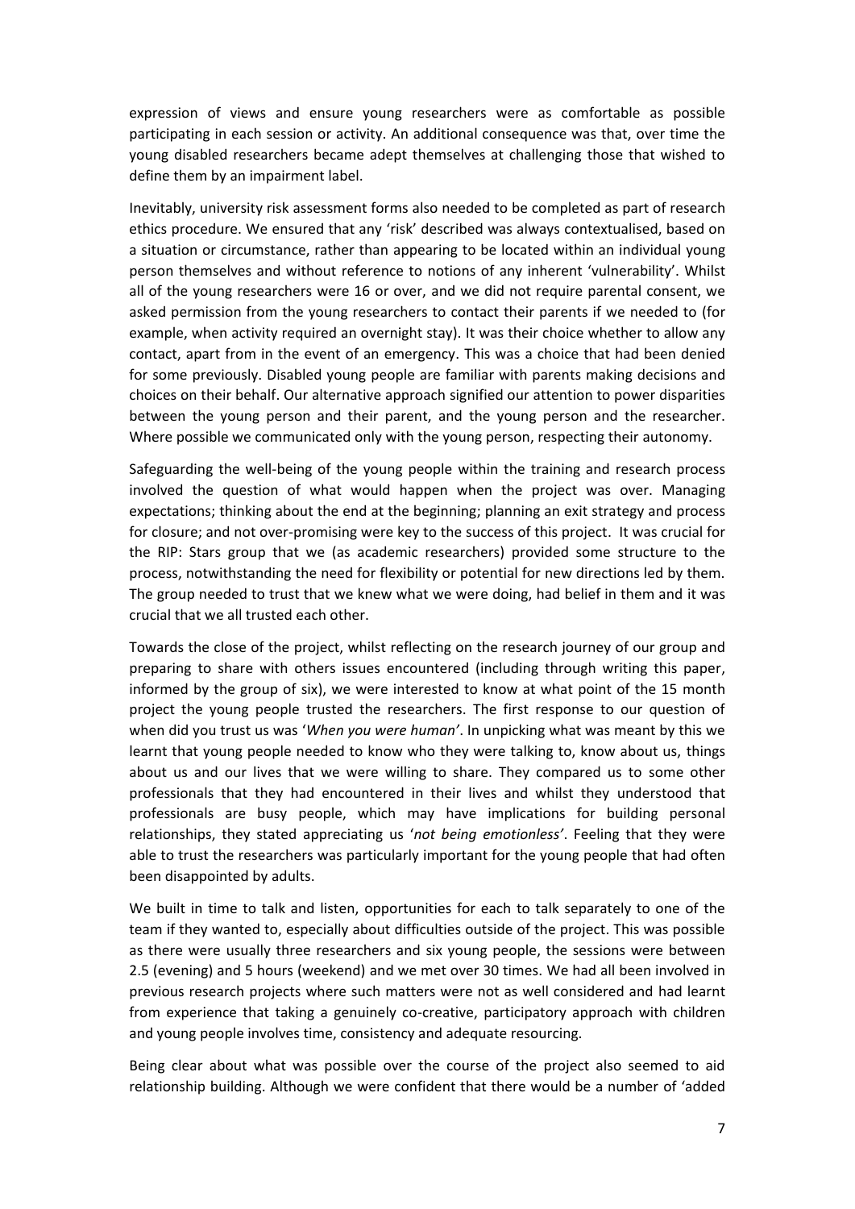expression of views and ensure young researchers were as comfortable as possible participating in each session or activity. An additional consequence was that, over time the young disabled researchers became adept themselves at challenging those that wished to define them by an impairment label.

Inevitably, university risk assessment forms also needed to be completed as part of research ethics procedure. We ensured that any 'risk' described was always contextualised, based on a situation or circumstance, rather than appearing to be located within an individual young person themselves and without reference to notions of any inherent 'vulnerability'. Whilst all of the young researchers were 16 or over, and we did not require parental consent, we asked permission from the young researchers to contact their parents if we needed to (for example, when activity required an overnight stay). It was their choice whether to allow any contact, apart from in the event of an emergency. This was a choice that had been denied for some previously. Disabled young people are familiar with parents making decisions and choices on their behalf. Our alternative approach signified our attention to power disparities between the young person and their parent, and the young person and the researcher. Where possible we communicated only with the young person, respecting their autonomy.

Safeguarding the well-being of the young people within the training and research process involved the question of what would happen when the project was over. Managing expectations; thinking about the end at the beginning; planning an exit strategy and process for closure; and not over-promising were key to the success of this project. It was crucial for the RIP: Stars group that we (as academic researchers) provided some structure to the process, notwithstanding the need for flexibility or potential for new directions led by them. The group needed to trust that we knew what we were doing, had belief in them and it was crucial that we all trusted each other.

Towards the close of the project, whilst reflecting on the research journey of our group and preparing to share with others issues encountered (including through writing this paper, informed by the group of six), we were interested to know at what point of the 15 month project the young people trusted the researchers. The first response to our question of when did you trust us was '*When you were human*'. In unpicking what was meant by this we learnt that young people needed to know who they were talking to, know about us, things about us and our lives that we were willing to share. They compared us to some other professionals that they had encountered in their lives and whilst they understood that professionals are busy people, which may have implications for building personal relationships, they stated appreciating us '*not being emotionless*'. Feeling that they were able to trust the researchers was particularly important for the young people that had often been disappointed by adults.

We built in time to talk and listen, opportunities for each to talk separately to one of the team if they wanted to, especially about difficulties outside of the project. This was possible as there were usually three researchers and six young people, the sessions were between 2.5 (evening) and 5 hours (weekend) and we met over 30 times. We had all been involved in previous research projects where such matters were not as well considered and had learnt from experience that taking a genuinely co-creative, participatory approach with children and young people involves time, consistency and adequate resourcing.

Being clear about what was possible over the course of the project also seemed to aid relationship building. Although we were confident that there would be a number of 'added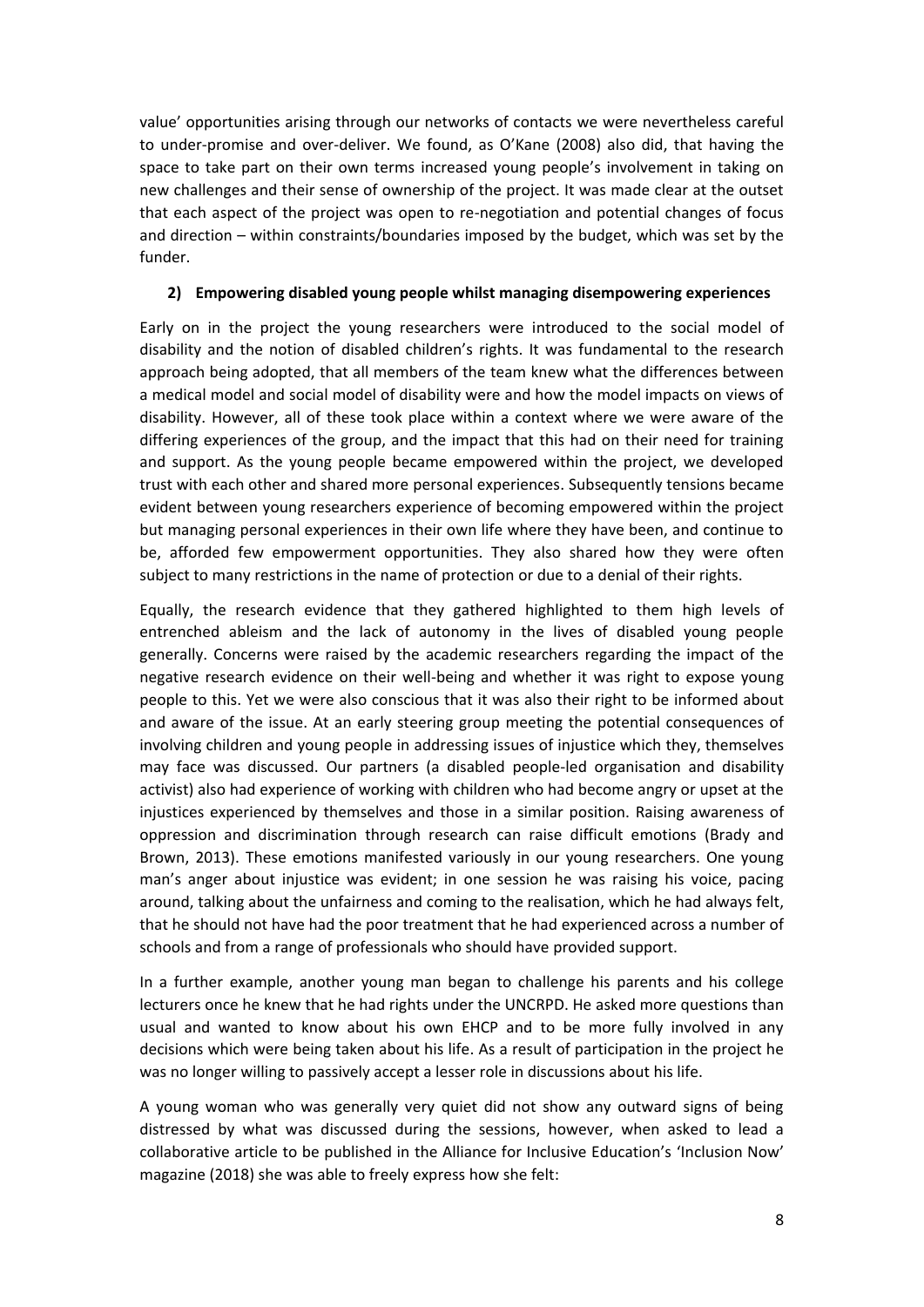value' opportunities arising through our networks of contacts we were nevertheless careful to under-promise and over-deliver. We found, as O'Kane (2008) also did, that having the space to take part on their own terms increased young people's involvement in taking on new challenges and their sense of ownership of the project. It was made clear at the outset that each aspect of the project was open to re-negotiation and potential changes of focus and direction – within constraints/boundaries imposed by the budget, which was set by the funder.

**2) Empowering disabled young people whilst managing disempowering experiences**

Early on in the project the young researchers were introduced to the social model of disability and the notion of disabled children's rights. It was fundamental to the research approach being adopted, that all members of the team knew what the differences between a medical model and social model of disability were and how the model impacts on views of disability. However, all of these took place within a context where we were aware of the differing experiences of the group, and the impact that this had on their need for training and support. As the young people became empowered within the project, we developed trust with each other and shared more personal experiences. Subsequently tensions became evident between young researchers experience of becoming empowered within the project but managing personal experiences in their own life where they have been, and continue to be, afforded few empowerment opportunities. They also shared how they were often subject to many restrictions in the name of protection or due to a denial of their rights.

Equally, the research evidence that they gathered highlighted to them high levels of entrenched ableism and the lack of autonomy in the lives of disabled young people generally. Concerns were raised by the academic researchers regarding the impact of the negative research evidence on their well-being and whether it was right to expose young people to this. Yet we were also conscious that it was also their right to be informed about and aware of the issue. At an early steering group meeting the potential consequences of involving children and young people in addressing issues of injustice which they, themselves may face was discussed. Our partners (a disabled people-led organisation and disability activist) also had experience of working with children who had become angry or upset at the injustices experienced by themselves and those in a similar position. Raising awareness of oppression and discrimination through research can raise difficult emotions (Brady and Brown, 2013). These emotions manifested variously in our young researchers. One young man's anger about injustice was evident; in one session he was raising his voice, pacing around, talking about the unfairness and coming to the realisation, which he had always felt, that he should not have had the poor treatment that he had experienced across a number of schools and from a range of professionals who should have provided support.

In a further example, another young man began to challenge his parents and his college lecturers once he knew that he had rights under the UNCRPD. He asked more questions than usual and wanted to know about his own EHCP and to be more fully involved in any decisions which were being taken about his life. As a result of participation in the project he was no longer willing to passively accept a lesser role in discussions about his life.

A young woman who was generally very quiet did not show any outward signs of being distressed by what was discussed during the sessions, however, when asked to lead a collaborative article to be published in the Alliance for Inclusive Education's 'Inclusion Now' magazine (2018) she was able to freely express how she felt: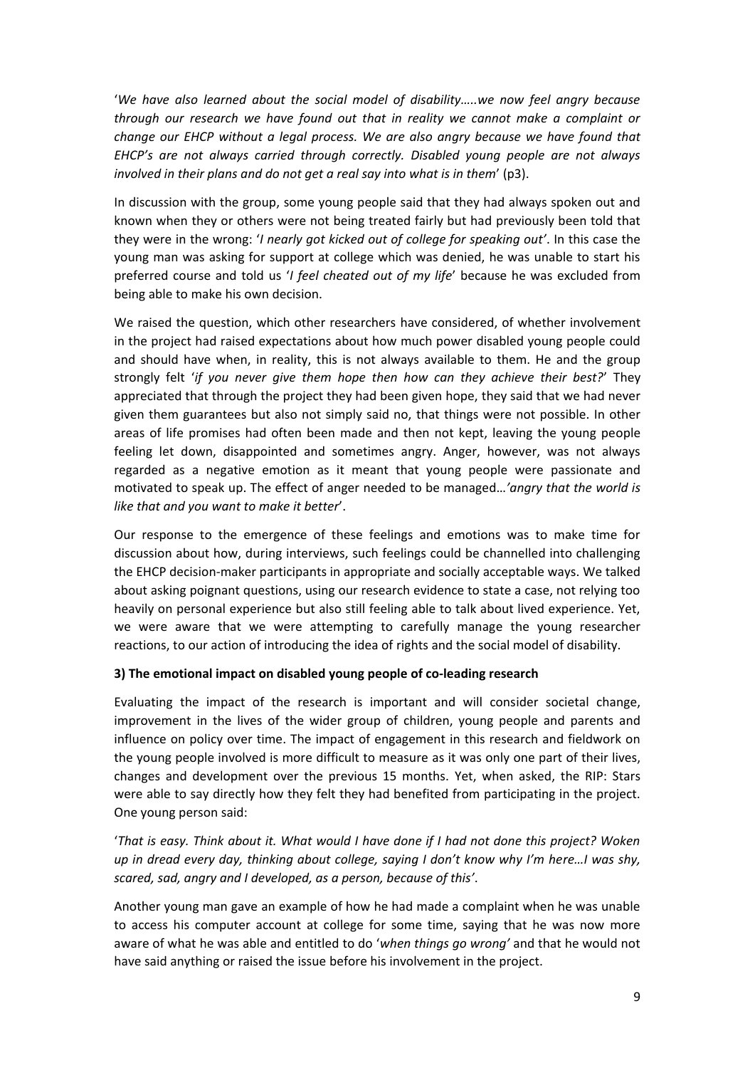'*We have also learned about the social model of disability…..we now feel angry because through our research we have found out that in reality we cannot make a complaint or change our EHCP without a legal process. We are also angry because we have found that EHCP's are not always carried through correctly. Disabled young people are not always involved in their plans and do not get a real say into what is in them*' (p3).

In discussion with the group, some young people said that they had always spoken out and known when they or others were not being treated fairly but had previously been told that they were in the wrong: '*I nearly got kicked out of college for speaking out'*. In this case the young man was asking for support at college which was denied, he was unable to start his preferred course and told us '*I feel cheated out of my life*' because he was excluded from being able to make his own decision.

We raised the question, which other researchers have considered, of whether involvement in the project had raised expectations about how much power disabled young people could and should have when, in reality, this is not always available to them. He and the group strongly felt '*if you never give them hope then how can they achieve their best?*' They appreciated that through the project they had been given hope, they said that we had never given them guarantees but also not simply said no, that things were not possible. In other areas of life promises had often been made and then not kept, leaving the young people feeling let down, disappointed and sometimes angry. Anger, however, was not always regarded as a negative emotion as it meant that young people were passionate and motivated to speak up. The effect of anger needed to be managed…*'angry that the world is like that and you want to make it better*'.

Our response to the emergence of these feelings and emotions was to make time for discussion about how, during interviews, such feelings could be channelled into challenging the EHCP decision-maker participants in appropriate and socially acceptable ways. We talked about asking poignant questions, using our research evidence to state a case, not relying too heavily on personal experience but also still feeling able to talk about lived experience. Yet, we were aware that we were attempting to carefully manage the young researcher reactions, to our action of introducing the idea of rights and the social model of disability.

**3) The emotional impact on disabled young people of co-leading research**

Evaluating the impact of the research is important and will consider societal change, improvement in the lives of the wider group of children, young people and parents and influence on policy over time. The impact of engagement in this research and fieldwork on the young people involved is more difficult to measure as it was only one part of their lives, changes and development over the previous 15 months. Yet, when asked, the RIP: Stars were able to say directly how they felt they had benefited from participating in the project. One young person said:

'*That is easy. Think about it. What would I have done if I had not done this project? Woken up in dread every day, thinking about college, saying I don't know why I'm here…I was shy, scared, sad, angry and I developed, as a person, because of this'*.

Another young man gave an example of how he had made a complaint when he was unable to access his computer account at college for some time, saying that he was now more aware of what he was able and entitled to do '*when things go wrong'* and that he would not have said anything or raised the issue before his involvement in the project.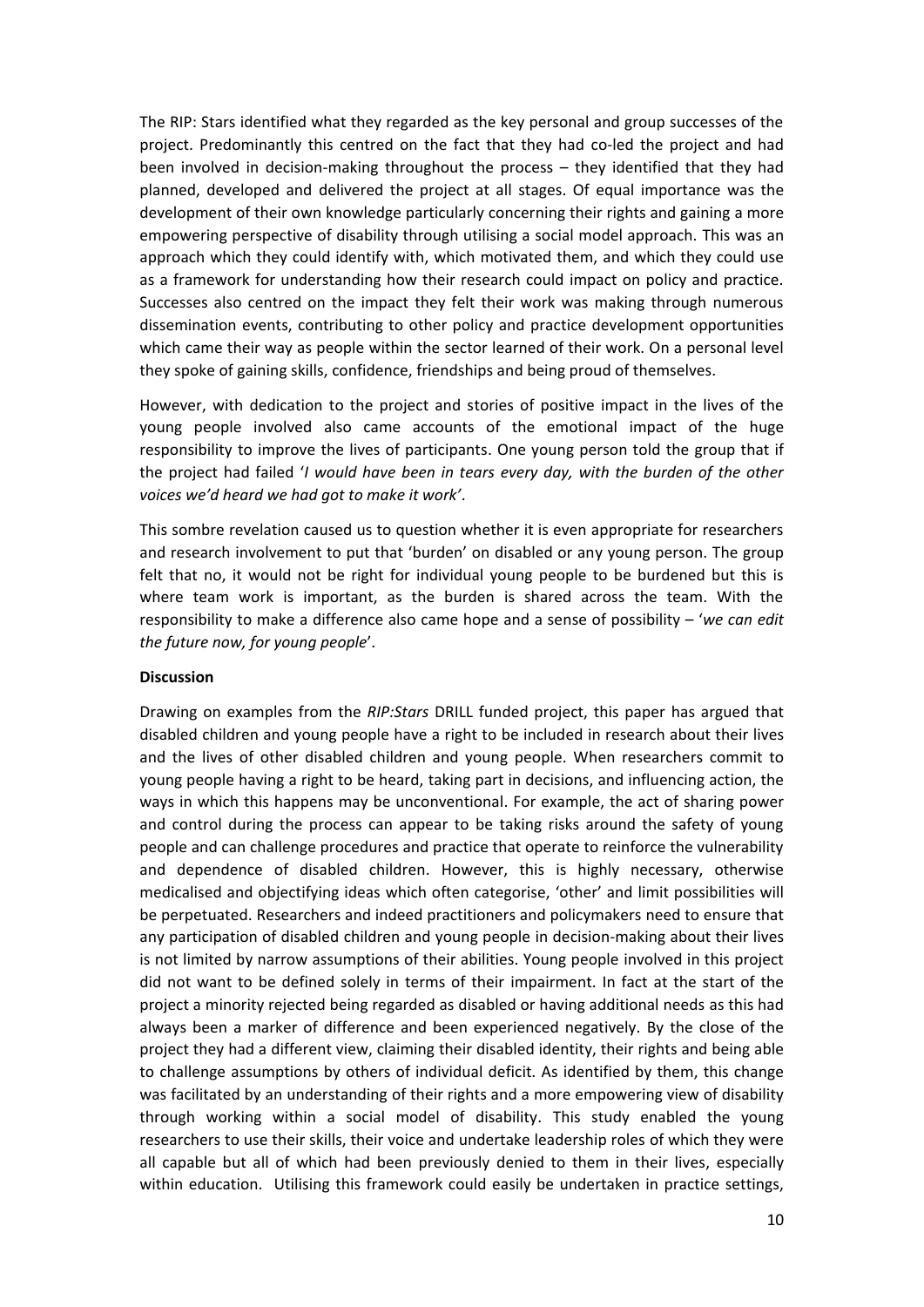The RIP: Stars identified what they regarded as the key personal and group successes of the project. Predominantly this centred on the fact that they had co-led the project and had been involved in decision-making throughout the process – they identified that they had planned, developed and delivered the project at all stages. Of equal importance was the development of their own knowledge particularly concerning their rights and gaining a more empowering perspective of disability through utilising a social model approach. This was an approach which they could identify with, which motivated them, and which they could use as a framework for understanding how their research could impact on policy and practice. Successes also centred on the impact they felt their work was making through numerous dissemination events, contributing to other policy and practice development opportunities which came their way as people within the sector learned of their work. On a personal level they spoke of gaining skills, confidence, friendships and being proud of themselves.

However, with dedication to the project and stories of positive impact in the lives of the young people involved also came accounts of the emotional impact of the huge responsibility to improve the lives of participants. One young person told the group that if the project had failed '*I would have been in tears every day, with the burden of the other voices we'd heard we had got to make it work'*.

This sombre revelation caused us to question whether it is even appropriate for researchers and research involvement to put that 'burden' on disabled or any young person. The group felt that no, it would not be right for individual young people to be burdened but this is where team work is important, as the burden is shared across the team. With the responsibility to make a difference also came hope and a sense of possibility – '*we can edit the future now, for young people*'.

**Discussion**

Drawing on examples from the *RIP:Stars* DRILL funded project, this paper has argued that disabled children and young people have a right to be included in research about their lives and the lives of other disabled children and young people. When researchers commit to young people having a right to be heard, taking part in decisions, and influencing action, the ways in which this happens may be unconventional. For example, the act of sharing power and control during the process can appear to be taking risks around the safety of young people and can challenge procedures and practice that operate to reinforce the vulnerability and dependence of disabled children. However, this is highly necessary, otherwise medicalised and objectifying ideas which often categorise, 'other' and limit possibilities will be perpetuated. Researchers and indeed practitioners and policymakers need to ensure that any participation of disabled children and young people in decision-making about their lives is not limited by narrow assumptions of their abilities. Young people involved in this project did not want to be defined solely in terms of their impairment. In fact at the start of the project a minority rejected being regarded as disabled or having additional needs as this had always been a marker of difference and been experienced negatively. By the close of the project they had a different view, claiming their disabled identity, their rights and being able to challenge assumptions by others of individual deficit. As identified by them, this change was facilitated by an understanding of their rights and a more empowering view of disability through working within a social model of disability. This study enabled the young researchers to use their skills, their voice and undertake leadership roles of which they were all capable but all of which had been previously denied to them in their lives, especially within education. Utilising this framework could easily be undertaken in practice settings,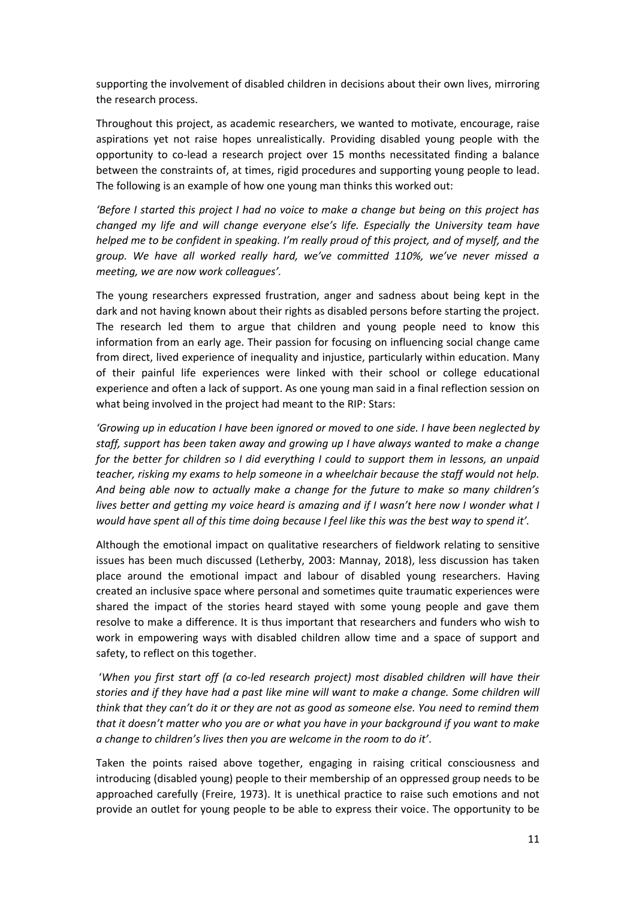supporting the involvement of disabled children in decisions about their own lives, mirroring the research process.

Throughout this project, as academic researchers, we wanted to motivate, encourage, raise aspirations yet not raise hopes unrealistically. Providing disabled young people with the opportunity to co-lead a research project over 15 months necessitated finding a balance between the constraints of, at times, rigid procedures and supporting young people to lead. The following is an example of how one young man thinks this worked out:

*'Before I started this project I had no voice to make a change but being on this project has changed my life and will change everyone else's life. Especially the University team have helped me to be confident in speaking. I'm really proud of this project, and of myself, and the group. We have all worked really hard, we've committed 110%, we've never missed a meeting, we are now work colleagues'.*

The young researchers expressed frustration, anger and sadness about being kept in the dark and not having known about their rights as disabled persons before starting the project. The research led them to argue that children and young people need to know this information from an early age. Their passion for focusing on influencing social change came from direct, lived experience of inequality and injustice, particularly within education. Many of their painful life experiences were linked with their school or college educational experience and often a lack of support. As one young man said in a final reflection session on what being involved in the project had meant to the RIP: Stars:

*'Growing up in education I have been ignored or moved to one side. I have been neglected by staff, support has been taken away and growing up I have always wanted to make a change for the better for children so I did everything I could to support them in lessons, an unpaid teacher, risking my exams to help someone in a wheelchair because the staff would not help. And being able now to actually make a change for the future to make so many children's lives better and getting my voice heard is amazing and if I wasn't here now I wonder what I would have spent all of this time doing because I feel like this was the best way to spend it'.*

Although the emotional impact on qualitative researchers of fieldwork relating to sensitive issues has been much discussed (Letherby, 2003: Mannay, 2018), less discussion has taken place around the emotional impact and labour of disabled young researchers. Having created an inclusive space where personal and sometimes quite traumatic experiences were shared the impact of the stories heard stayed with some young people and gave them resolve to make a difference. It is thus important that researchers and funders who wish to work in empowering ways with disabled children allow time and a space of support and safety, to reflect on this together.

'*When you first start off (a co-led research project) most disabled children will have their stories and if they have had a past like mine will want to make a change. Some children will think that they can't do it or they are not as good as someone else. You need to remind them that it doesn't matter who you are or what you have in your background if you want to make a change to children's lives then you are welcome in the room to do it'*.

Taken the points raised above together, engaging in raising critical consciousness and introducing (disabled young) people to their membership of an oppressed group needs to be approached carefully (Freire, 1973). It is unethical practice to raise such emotions and not provide an outlet for young people to be able to express their voice. The opportunity to be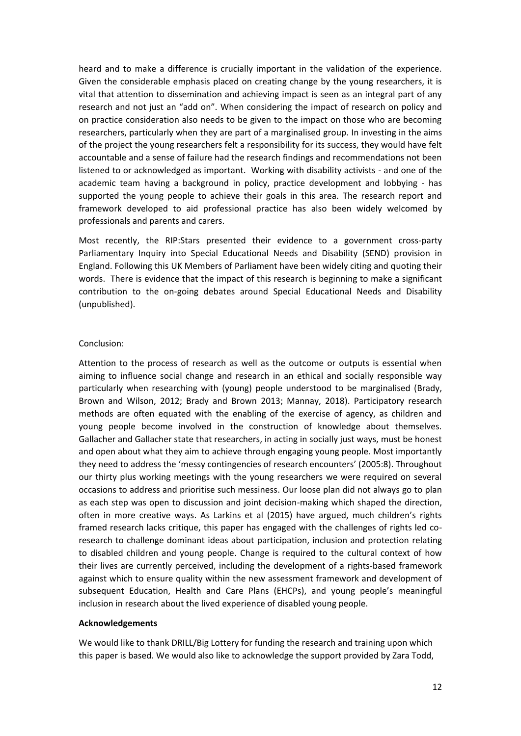heard and to make a difference is crucially important in the validation of the experience. Given the considerable emphasis placed on creating change by the young researchers, it is vital that attention to dissemination and achieving impact is seen as an integral part of any research and not just an "add on". When considering the impact of research on policy and on practice consideration also needs to be given to the impact on those who are becoming researchers, particularly when they are part of a marginalised group. In investing in the aims of the project the young researchers felt a responsibility for its success, they would have felt accountable and a sense of failure had the research findings and recommendations not been listened to or acknowledged as important. Working with disability activists - and one of the academic team having a background in policy, practice development and lobbying - has supported the young people to achieve their goals in this area. The research report and framework developed to aid professional practice has also been widely welcomed by professionals and parents and carers.

Most recently, the RIP:Stars presented their evidence to a government cross-party Parliamentary Inquiry into Special Educational Needs and Disability (SEND) provision in England. Following this UK Members of Parliament have been widely citing and quoting their words. There is evidence that the impact of this research is beginning to make a significant contribution to the on-going debates around Special Educational Needs and Disability (unpublished).

Conclusion:

Attention to the process of research as well as the outcome or outputs is essential when aiming to influence social change and research in an ethical and socially responsible way particularly when researching with (young) people understood to be marginalised (Brady, Brown and Wilson, 2012; Brady and Brown 2013; Mannay, 2018). Participatory research methods are often equated with the enabling of the exercise of agency, as children and young people become involved in the construction of knowledge about themselves. Gallacher and Gallacher state that researchers, in acting in socially just ways, must be honest and open about what they aim to achieve through engaging young people. Most importantly they need to address the 'messy contingencies of research encounters' (2005:8). Throughout our thirty plus working meetings with the young researchers we were required on several occasions to address and prioritise such messiness. Our loose plan did not always go to plan as each step was open to discussion and joint decision-making which shaped the direction, often in more creative ways. As Larkins et al (2015) have argued, much children's rights framed research lacks critique, this paper has engaged with the challenges of rights led co-research to challenge dominant ideas about participation, inclusion and protection relating to disabled children and young people. Change is required to the cultural context of how their lives are currently perceived, including the development of a rights-based framework against which to ensure quality within the new assessment framework and development of subsequent Education, Health and Care Plans (EHCPs), and young people's meaningful inclusion in research about the lived experience of disabled young people.

**Acknowledgements**

We would like to thank DRILL/Big Lottery for funding the research and training upon which this paper is based. We would also like to acknowledge the support provided by Zara Todd,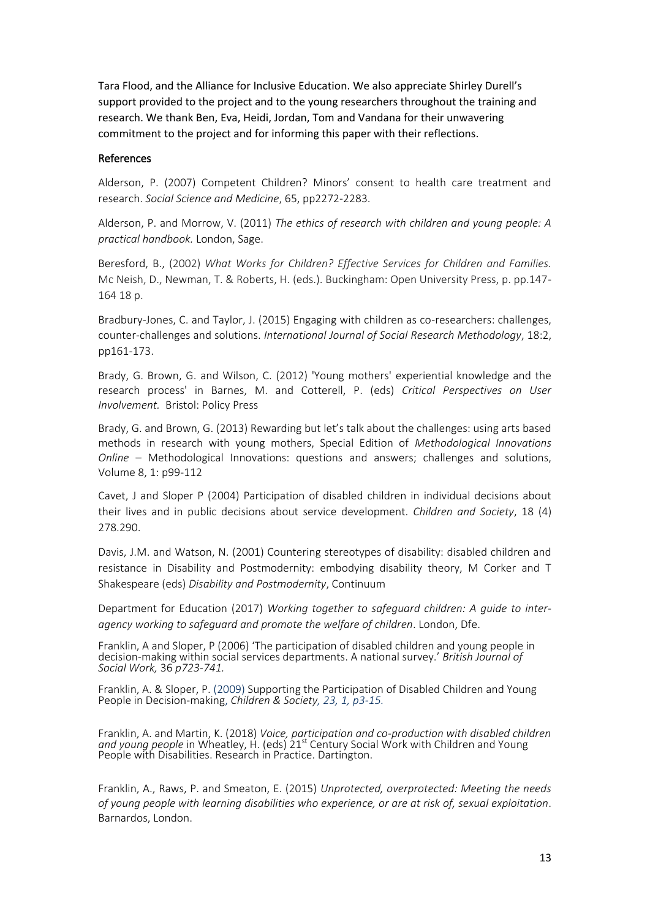Tara Flood, and the Alliance for Inclusive Education. We also appreciate Shirley Durell's support provided to the project and to the young researchers throughout the training and research. We thank Ben, Eva, Heidi, Jordan, Tom and Vandana for their unwavering commitment to the project and for informing this paper with their reflections.

## References

Alderson, P. (2007) Competent Children? Minors' consent to health care treatment and research. *Social Science and Medicine*, 65, pp2272-2283.

Alderson, P. and Morrow, V. (2011) *The ethics of research with children and young people: A practical handbook.* London, Sage.

Beresford, B., (2002) *What Works for Children? Effective Services for Children and Families.* Mc Neish, D., Newman, T. & Roberts, H. (eds.). Buckingham: Open University Press, p. pp.147-164 18 p.

Bradbury-Jones, C. and Taylor, J. (2015) Engaging with children as co-researchers: challenges, counter-challenges and solutions. *International Journal of Social Research Methodology*, 18:2, pp161-173.

Brady, G. Brown, G. and Wilson, C. (2012) 'Young mothers' experiential knowledge and the research process' in Barnes, M. and Cotterell, P. (eds) *Critical Perspectives on User Involvement.* Bristol: Policy Press

Brady, G. and Brown, G. (2013) Rewarding but let's talk about the challenges: using arts based methods in research with young mothers, Special Edition of *Methodological Innovations Online* – Methodological Innovations: questions and answers; challenges and solutions, Volume 8, 1: p99-112

Cavet, J and Sloper P (2004) Participation of disabled children in individual decisions about their lives and in public decisions about service development. *Children and Society*, 18 (4) 278.290.

Davis, J.M. and Watson, N. (2001) Countering stereotypes of disability: disabled children and resistance in Disability and Postmodernity: embodying disability theory, M Corker and T Shakespeare (eds) *Disability and Postmodernity*, Continuum

Department for Education (2017) *Working together to safeguard children: A guide to inter-agency working to safeguard and promote the welfare of children*. London, Dfe.

Franklin, A and Sloper, P (2006) 'The participation of disabled children and young people in decision-making within social services departments. A national survey.' *British Journal of Social Work,* 36 *p723-741.*

Franklin, A. & Sloper, P. (2009) Supporting the Participation of Disabled Children and Young People in Decision-making, *Children & Society, 23, 1, p3-15.*

Franklin, A. and Martin, K. (2018) *Voice, participation and co-production with disabled children and young people* in Wheatley, H. (eds) 21st Century Social Work with Children and Young People with Disabilities. Research in Practice. Dartington.

Franklin, A., Raws, P. and Smeaton, E. (2015) *Unprotected, overprotected: Meeting the needs of young people with learning disabilities who experience, or are at risk of, sexual exploitation*. Barnardos, London.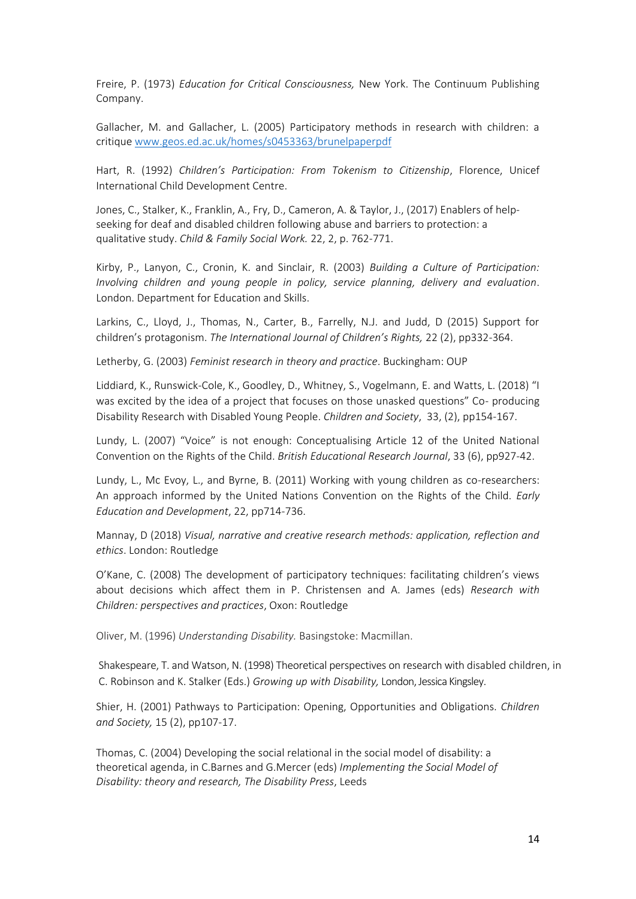Freire, P. (1973) *Education for Critical Consciousness,* New York. The Continuum Publishing Company.

Gallacher, M. and Gallacher, L. (2005) Participatory methods in research with children: a critique [www.geos.ed.ac.uk/homes/s0453363/brunelpaperpdf](www.geos.ed.ac.uk/homes/s0453363/brunelpaperpdf)

Hart, R. (1992) *Children's Participation: From Tokenism to Citizenship*, Florence, Unicef International Child Development Centre.

Jones, C., Stalker, K., Franklin, A., Fry, D., Cameron, A. & Taylor, J., (2017) Enablers of help-seeking for deaf and disabled children following abuse and barriers to protection: a qualitative study. *Child & Family Social Work.* 22, 2, p. 762-771.

Kirby, P., Lanyon, C., Cronin, K. and Sinclair, R. (2003) *Building a Culture of Participation: Involving children and young people in policy, service planning, delivery and evaluation*. London. Department for Education and Skills.

Larkins, C., Lloyd, J., Thomas, N., Carter, B., Farrelly, N.J. and Judd, D (2015) Support for children's protagonism. *The International Journal of Children's Rights,* 22 (2), pp332-364.

Letherby, G. (2003) *Feminist research in theory and practice*. Buckingham: OUP

Liddiard, K., Runswick-Cole, K., Goodley, D., Whitney, S., Vogelmann, E. and Watts, L. (2018) "I was excited by the idea of a project that focuses on those unasked questions" Co- producing Disability Research with Disabled Young People. *Children and Society*, 33, (2), pp154-167.

Lundy, L. (2007) "Voice" is not enough: Conceptualising Article 12 of the United National Convention on the Rights of the Child. *British Educational Research Journal*, 33 (6), pp927-42.

Lundy, L., Mc Evoy, L., and Byrne, B. (2011) Working with young children as co-researchers: An approach informed by the United Nations Convention on the Rights of the Child. *Early Education and Development*, 22, pp714-736.

Mannay, D (2018) *Visual, narrative and creative research methods: application, reflection and ethics*. London: Routledge

O'Kane, C. (2008) The development of participatory techniques: facilitating children's views about decisions which affect them in P. Christensen and A. James (eds) *Research with Children: perspectives and practices*, Oxon: Routledge

Oliver, M. (1996) *Understanding Disability.* Basingstoke: Macmillan.

Shakespeare, T. and Watson, N. (1998) Theoretical perspectives on research with disabled children, in C. Robinson and K. Stalker (Eds.) *Growing up with Disability,* London, Jessica Kingsley.

Shier, H. (2001) Pathways to Participation: Opening, Opportunities and Obligations. *Children and Society,* 15 (2), pp107-17.

Thomas, C. (2004) Developing the social relational in the social model of disability: a theoretical agenda, in C.Barnes and G.Mercer (eds) *Implementing the Social Model of Disability: theory and research, The Disability Press*, Leeds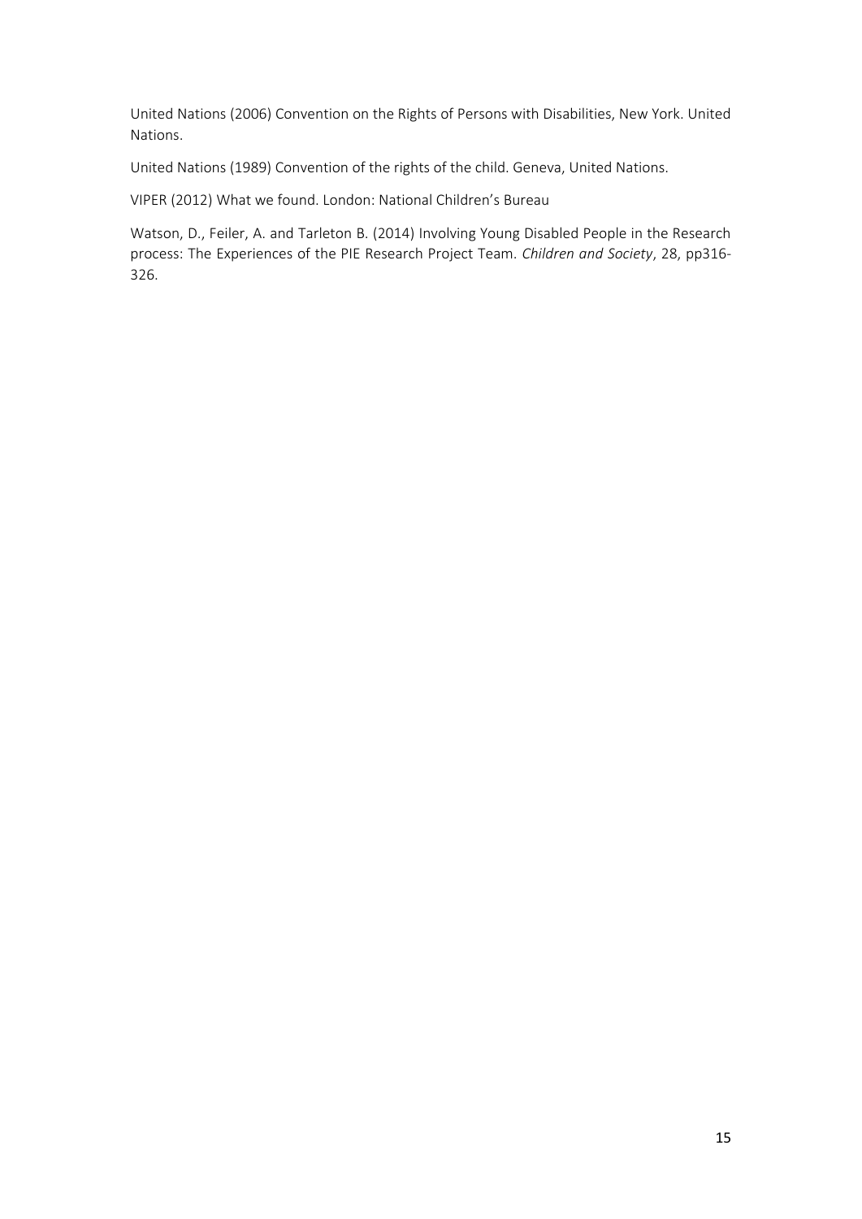United Nations (2006) Convention on the Rights of Persons with Disabilities, New York. United Nations.

United Nations (1989) Convention of the rights of the child. Geneva, United Nations.

VIPER (2012) What we found. London: National Children's Bureau

Watson, D., Feiler, A. and Tarleton B. (2014) Involving Young Disabled People in the Research process: The Experiences of the PIE Research Project Team. *Children and Society*, 28, pp316-326.